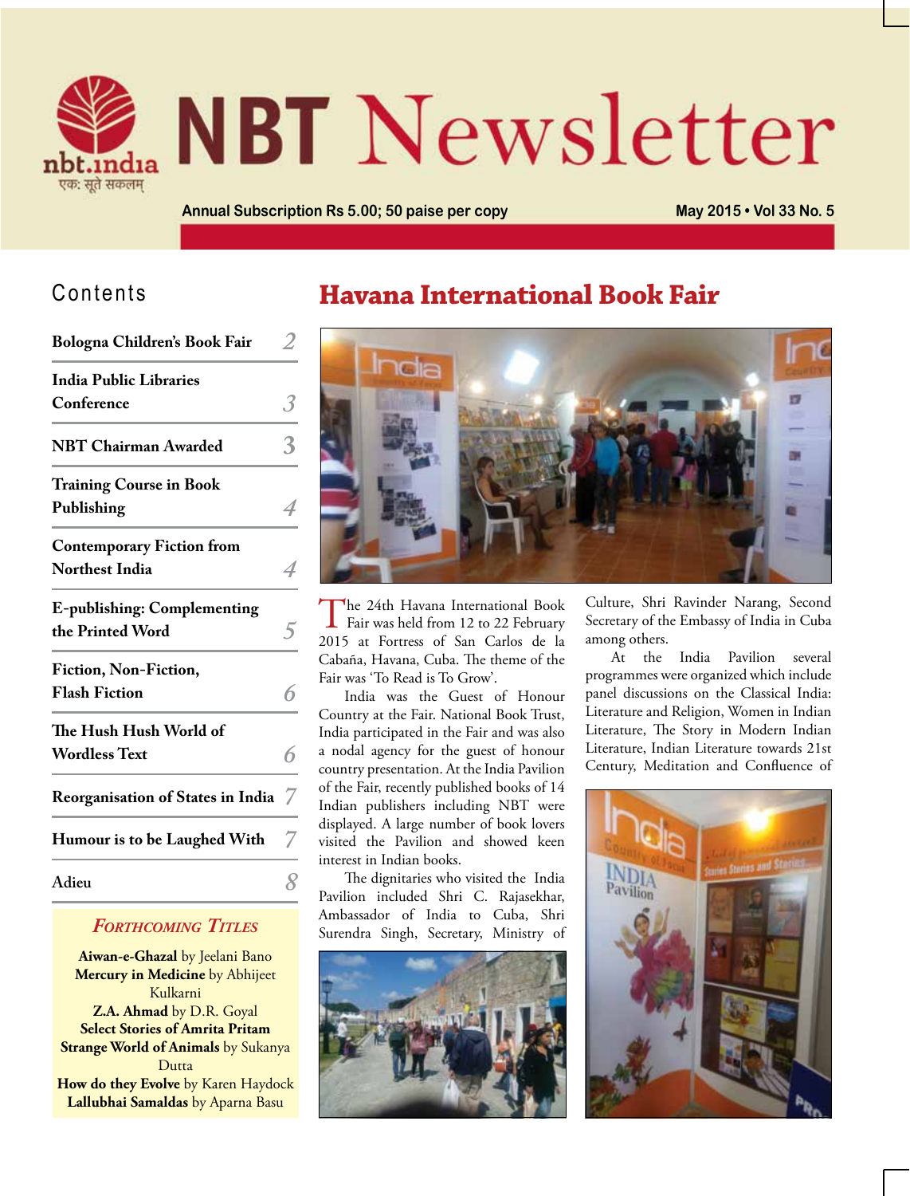# NBT Newsletter

nbt.india

एक: सूते सकलम्

Annual Subscription Rs 5.00; 50 paise per copy

May 2015 • Vol 33 No. 5

## Contents

| | |
|---|---|
| **Bologna Children's Book Fair** | 2 |
| **India Public Libraries Conference** | 3 |
| **NBT Chairman Awarded** | 3 |
| **Training Course in Book Publishing** | 4 |
| **Contemporary Fiction from Northeast India** | 4 |
| **E-publishing: Complementing the Printed Word** | 5 |
| **Fiction, Non-Fiction, Flash Fiction** | 6 |
| **The Hush Hush World of Wordless Text** | 6 |
| **Reorganisation of States in India** | 7 |
| **Humour is to be Laughed With** | 7 |
| **Adieu** | 8 |

### *Forthcoming Titles*

**Aiwan-e-Ghazal** by Jeelani Bano
**Mercury in Medicine** by Abhijeet Kulkarni
**Z.A. Ahmad** by D.R. Goyal
**Select Stories of Amrita Pritam**
**Strange World of Animals** by Sukanya Dutta
**How do they Evolve** by Karen Haydock
**Lallubhai Samaldas** by Aparna Basu

# Havana International Book Fair

The 24th Havana International Book Fair was held from 12 to 22 February 2015 at Fortress of San Carlos de la Cabaña, Havana, Cuba. The theme of the Fair was 'To Read is To Grow'.

India was the Guest of Honour Country at the Fair. National Book Trust, India participated in the Fair and was also a nodal agency for the guest of honour country presentation. At the India Pavilion of the Fair, recently published books of 14 Indian publishers including NBT were displayed. A large number of book lovers visited the Pavilion and showed keen interest in Indian books.

The dignitaries who visited the India Pavilion included Shri C. Rajasekhar, Ambassador of India to Cuba, Shri Surendra Singh, Secretary, Ministry of Culture, Shri Ravinder Narang, Second Secretary of the Embassy of India in Cuba among others.

At the India Pavilion several programmes were organized which include panel discussions on the Classical India: Literature and Religion, Women in Indian Literature, The Story in Modern Indian Literature, Indian Literature towards 21st Century, Meditation and Confluence of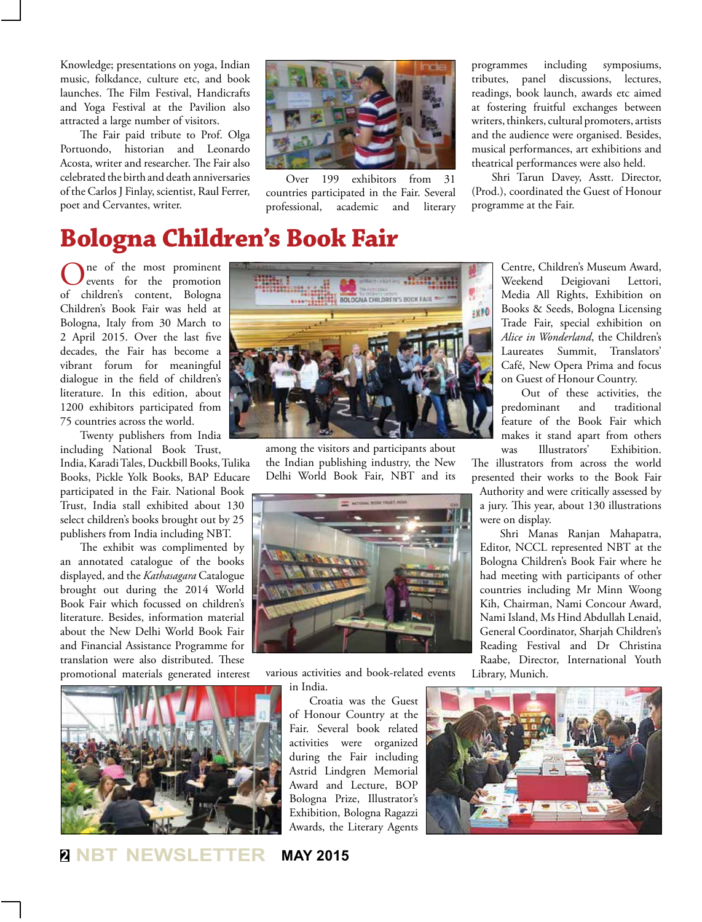Knowledge; presentations on yoga, Indian music, folkdance, culture etc, and book launches. The Film Festival, Handicrafts and Yoga Festival at the Pavilion also attracted a large number of visitors.

The Fair paid tribute to Prof. Olga Portuondo, historian and Leonardo Acosta, writer and researcher. The Fair also celebrated the birth and death anniversaries of the Carlos J Finlay, scientist, Raul Ferrer, poet and Cervantes, writer.

Over 199 exhibitors from 31 countries participated in the Fair. Several professional, academic and literary programmes including symposiums, tributes, panel discussions, lectures, readings, book launch, awards etc aimed at fostering fruitful exchanges between writers, thinkers, cultural promoters, artists and the audience were organised. Besides, musical performances, art exhibitions and theatrical performances were also held.

Shri Tarun Davey, Asstt. Director, (Prod.), coordinated the Guest of Honour programme at the Fair.

# Bologna Children's Book Fair

One of the most prominent events for the promotion of children's content, Bologna Children's Book Fair was held at Bologna, Italy from 30 March to 2 April 2015. Over the last five decades, the Fair has become a vibrant forum for meaningful dialogue in the field of children's literature. In this edition, about 1200 exhibitors participated from 75 countries across the world.

Twenty publishers from India including National Book Trust, India, Karadi Tales, Duckbill Books, Tulika Books, Pickle Yolk Books, BAP Educare participated in the Fair. National Book Trust, India stall exhibited about 130 select children's books brought out by 25 publishers from India including NBT.

The exhibit was complimented by an annotated catalogue of the books displayed, and the *Kathasagara* Catalogue brought out during the 2014 World Book Fair which focussed on children's literature. Besides, information material about the New Delhi World Book Fair and Financial Assistance Programme for translation were also distributed. These promotional materials generated interest among the visitors and participants about the Indian publishing industry, the New Delhi World Book Fair, NBT and its various activities and book-related events in India.

Croatia was the Guest of Honour Country at the Fair. Several book related activities were organized during the Fair including Astrid Lindgren Memorial Award and Lecture, BOP Bologna Prize, Illustrator's Exhibition, Bologna Ragazzi Awards, the Literary Agents Centre, Children's Museum Award, Weekend Deigiovani Lettori, Media All Rights, Exhibition on Books & Seeds, Bologna Licensing Trade Fair, special exhibition on *Alice in Wonderland*, the Children's Laureates Summit, Translators' Café, New Opera Prima and focus on Guest of Honour Country.

Out of these activities, the predominant and traditional feature of the Book Fair which makes it stand apart from others was Illustrators' Exhibition. The illustrators from across the world presented their works to the Book Fair Authority and were critically assessed by a jury. This year, about 130 illustrations were on display.

Shri Manas Ranjan Mahapatra, Editor, NCCL represented NBT at the Bologna Children's Book Fair where he had meeting with participants of other countries including Mr Minn Woong Kih, Chairman, Nami Concour Award, Nami Island, Ms Hind Abdullah Lenaid, General Coordinator, Sharjah Children's Reading Festival and Dr Christina Raabe, Director, International Youth Library, Munich.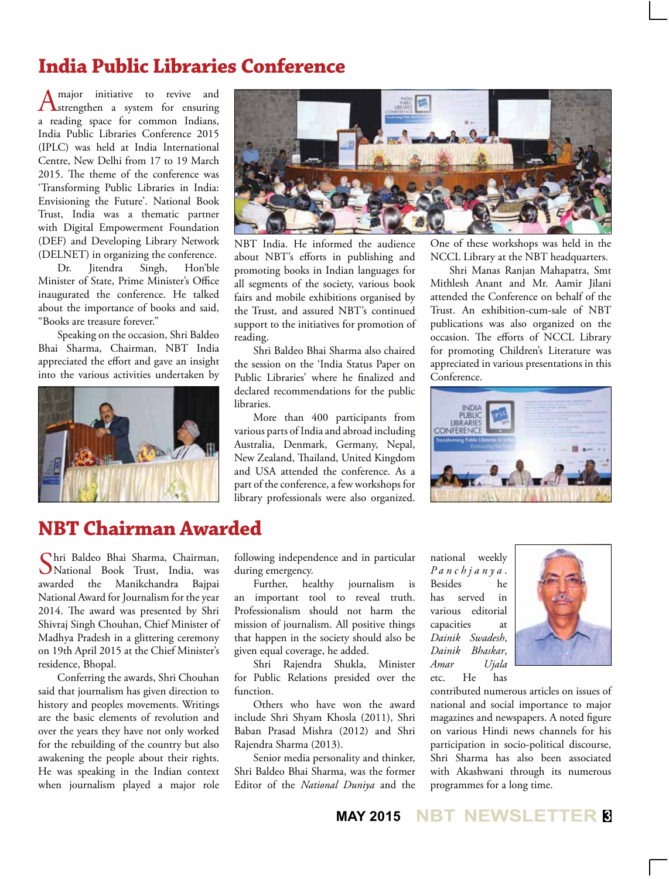# India Public Libraries Conference

A major initiative to revive and strengthen a system for ensuring a reading space for common Indians, India Public Libraries Conference 2015 (IPLC) was held at India International Centre, New Delhi from 17 to 19 March 2015. The theme of the conference was 'Transforming Public Libraries in India: Envisioning the Future'. National Book Trust, India was a thematic partner with Digital Empowerment Foundation (DEF) and Developing Library Network (DELNET) in organizing the conference.

Dr. Jitendra Singh, Hon'ble Minister of State, Prime Minister's Office inaugurated the conference. He talked about the importance of books and said, "Books are treasure forever."

Speaking on the occasion, Shri Baldeo Bhai Sharma, Chairman, NBT India appreciated the effort and gave an insight into the various activities undertaken by NBT India. He informed the audience about NBT's efforts in publishing and promoting books in Indian languages for all segments of the society, various book fairs and mobile exhibitions organised by the Trust, and assured NBT's continued support to the initiatives for promotion of reading.

Shri Baldeo Bhai Sharma also chaired the session on the 'India Status Paper on Public Libraries' where he finalized and declared recommendations for the public libraries.

More than 400 participants from various parts of India and abroad including Australia, Denmark, Germany, Nepal, New Zealand, Thailand, United Kingdom and USA attended the conference. As a part of the conference, a few workshops for library professionals were also organized. One of these workshops was held in the NCCL Library at the NBT headquarters.

Shri Manas Ranjan Mahapatra, Smt Mithlesh Anant and Mr. Aamir Jilani attended the Conference on behalf of the Trust. An exhibition-cum-sale of NBT publications was also organized on the occasion. The efforts of NCCL Library for promoting Children's Literature was appreciated in various presentations in this Conference.

# NBT Chairman Awarded

Shri Baldeo Bhai Sharma, Chairman, National Book Trust, India, was awarded the Manikchandra Bajpai National Award for Journalism for the year 2014. The award was presented by Shri Shivraj Singh Chouhan, Chief Minister of Madhya Pradesh in a glittering ceremony on 19th April 2015 at the Chief Minister's residence, Bhopal.

Conferring the awards, Shri Chouhan said that journalism has given direction to history and peoples movements. Writings are the basic elements of revolution and over the years they have not only worked for the rebuilding of the country but also awakening the people about their rights. He was speaking in the Indian context when journalism played a major role following independence and in particular during emergency.

Further, healthy journalism is an important tool to reveal truth. Professionalism should not harm the mission of journalism. All positive things that happen in the society should also be given equal coverage, he added.

Shri Rajendra Shukla, Minister for Public Relations presided over the function.

Others who have won the award include Shri Shyam Khosla (2011), Shri Baban Prasad Mishra (2012) and Shri Rajendra Sharma (2013).

Senior media personality and thinker, Shri Baldeo Bhai Sharma, was the former Editor of the *National Duniya* and the national weekly *Panchjanya*. Besides he has served in various editorial capacities at *Dainik Swadesh*, *Dainik Bhaskar*, *Amar Ujala* etc. He has contributed numerous articles on issues of national and social importance to major magazines and newspapers. A noted figure on various Hindi news channels for his participation in socio-political discourse, Shri Sharma has also been associated with Akashwani through its numerous programmes for a long time.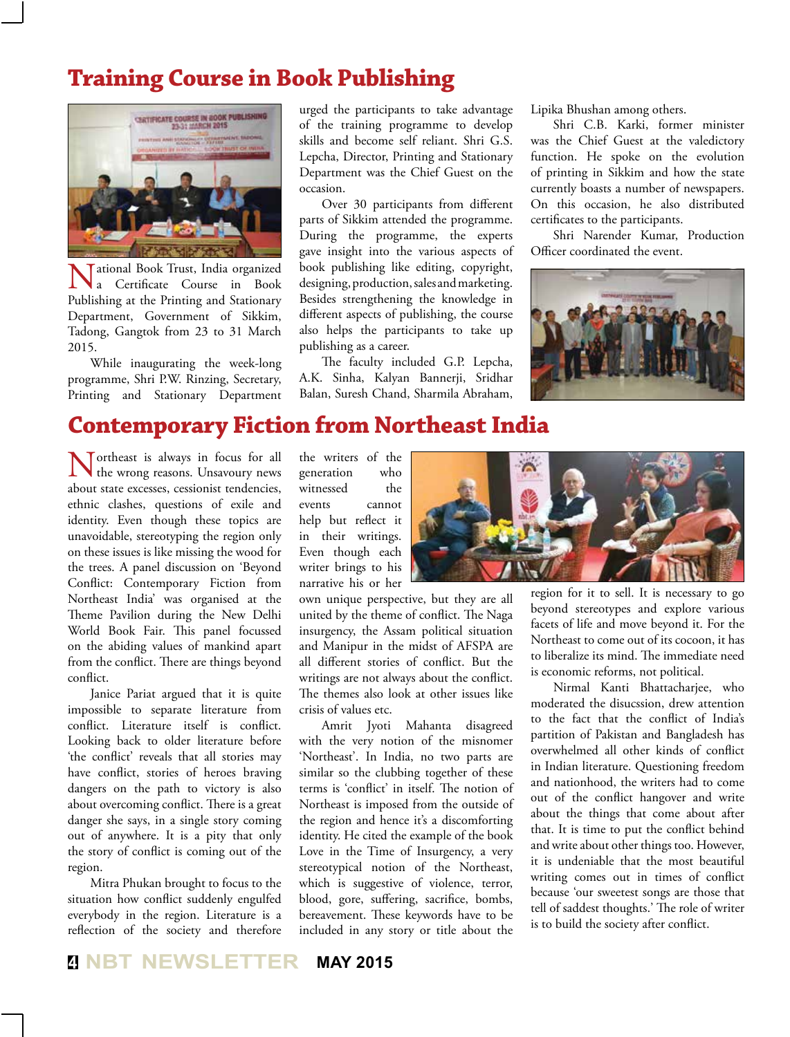## Training Course in Book Publishing

National Book Trust, India organized a Certificate Course in Book Publishing at the Printing and Stationary Department, Government of Sikkim, Tadong, Gangtok from 23 to 31 March 2015.

While inaugurating the week-long programme, Shri P.W. Rinzing, Secretary, Printing and Stationary Department urged the participants to take advantage of the training programme to develop skills and become self reliant. Shri G.S. Lepcha, Director, Printing and Stationary Department was the Chief Guest on the occasion.

Over 30 participants from different parts of Sikkim attended the programme. During the programme, the experts gave insight into the various aspects of book publishing like editing, copyright, designing, production, sales and marketing. Besides strengthening the knowledge in different aspects of publishing, the course also helps the participants to take up publishing as a career.

The faculty included G.P. Lepcha, A.K. Sinha, Kalyan Bannerji, Sridhar Balan, Suresh Chand, Sharmila Abraham, Lipika Bhushan among others.

Shri C.B. Karki, former minister was the Chief Guest at the valedictory function. He spoke on the evolution of printing in Sikkim and how the state currently boasts a number of newspapers. On this occasion, he also distributed certificates to the participants.

Shri Narender Kumar, Production Officer coordinated the event.

## Contemporary Fiction from Northeast India

Northeast is always in focus for all the wrong reasons. Unsavoury news about state excesses, cessionist tendencies, ethnic clashes, questions of exile and identity. Even though these topics are unavoidable, stereotyping the region only on these issues is like missing the wood for the trees. A panel discussion on 'Beyond Conflict: Contemporary Fiction from Northeast India' was organised at the Theme Pavilion during the New Delhi World Book Fair. This panel focussed on the abiding values of mankind apart from the conflict. There are things beyond conflict.

Janice Pariat argued that it is quite impossible to separate literature from conflict. Literature itself is conflict. Looking back to older literature before 'the conflict' reveals that all stories may have conflict, stories of heroes braving dangers on the path to victory is also about overcoming conflict. There is a great danger she says, in a single story coming out of anywhere. It is a pity that only the story of conflict is coming out of the region.

Mitra Phukan brought to focus to the situation how conflict suddenly engulfed everybody in the region. Literature is a reflection of the society and therefore the writers of the generation who witnessed the events cannot help but reflect it in their writings. Even though each writer brings to his narrative his or her own unique perspective, but they are all united by the theme of conflict. The Naga insurgency, the Assam political situation and Manipur in the midst of AFSPA are all different stories of conflict. But the writings are not always about the conflict. The themes also look at other issues like crisis of values etc.

Amrit Jyoti Mahanta disagreed with the very notion of the misnomer 'Northeast'. In India, no two parts are similar so the clubbing together of these terms is 'conflict' in itself. The notion of Northeast is imposed from the outside of the region and hence it's a discomforting identity. He cited the example of the book Love in the Time of Insurgency, a very stereotypical notion of the Northeast, which is suggestive of violence, terror, blood, gore, suffering, sacrifice, bombs, bereavement. These keywords have to be included in any story or title about the region for it to sell. It is necessary to go beyond stereotypes and explore various facets of life and move beyond it. For the Northeast to come out of its cocoon, it has to liberalize its mind. The immediate need is economic reforms, not political.

Nirmal Kanti Bhattacharjee, who moderated the disucssion, drew attention to the fact that the conflict of India's partition of Pakistan and Bangladesh has overwhelmed all other kinds of conflict in Indian literature. Questioning freedom and nationhood, the writers had to come out of the conflict hangover and write about the things that come about after that. It is time to put the conflict behind and write about other things too. However, it is undeniable that the most beautiful writing comes out in times of conflict because 'our sweetest songs are those that tell of saddest thoughts.' The role of writer is to build the society after conflict.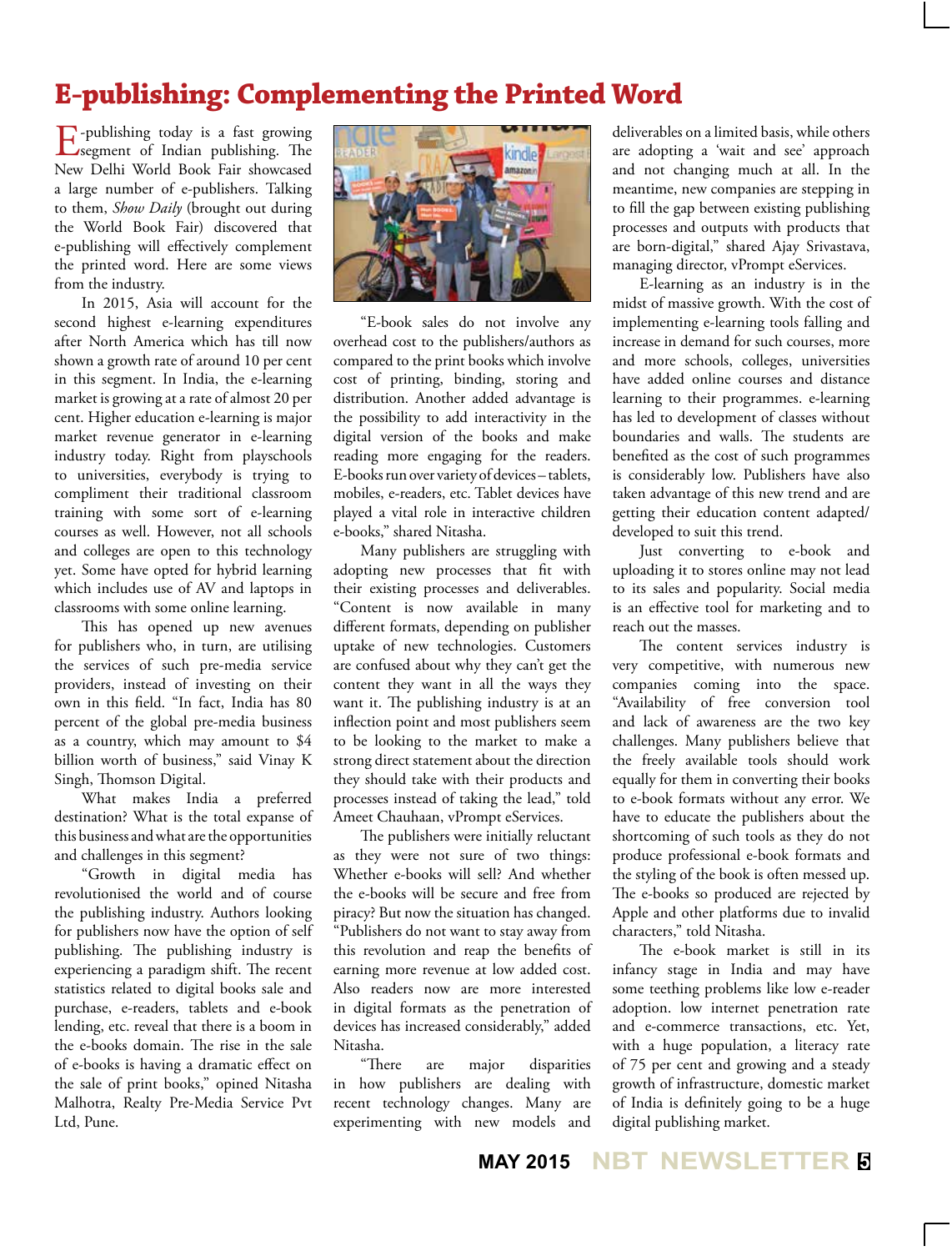# E-publishing: Complementing the Printed Word

E-publishing today is a fast growing segment of Indian publishing. The New Delhi World Book Fair showcased a large number of e-publishers. Talking to them, *Show Daily* (brought out during the World Book Fair) discovered that e-publishing will effectively complement the printed word. Here are some views from the industry.

In 2015, Asia will account for the second highest e-learning expenditures after North America which has till now shown a growth rate of around 10 per cent in this segment. In India, the e-learning market is growing at a rate of almost 20 per cent. Higher education e-learning is major market revenue generator in e-learning industry today. Right from playschools to universities, everybody is trying to compliment their traditional classroom training with some sort of e-learning courses as well. However, not all schools and colleges are open to this technology yet. Some have opted for hybrid learning which includes use of AV and laptops in classrooms with some online learning.

This has opened up new avenues for publishers who, in turn, are utilising the services of such pre-media service providers, instead of investing on their own in this field. "In fact, India has 80 percent of the global pre-media business as a country, which may amount to $4 billion worth of business," said Vinay K Singh, Thomson Digital.

What makes India a preferred destination? What is the total expanse of this business and what are the opportunities and challenges in this segment?

"Growth in digital media has revolutionised the world and of course the publishing industry. Authors looking for publishers now have the option of self publishing. The publishing industry is experiencing a paradigm shift. The recent statistics related to digital books sale and purchase, e-readers, tablets and e-book lending, etc. reveal that there is a boom in the e-books domain. The rise in the sale of e-books is having a dramatic effect on the sale of print books," opined Nitasha Malhotra, Realty Pre-Media Service Pvt Ltd, Pune.

"E-book sales do not involve any overhead cost to the publishers/authors as compared to the print books which involve cost of printing, binding, storing and distribution. Another added advantage is the possibility to add interactivity in the digital version of the books and make reading more engaging for the readers. E-books run over variety of devices – tablets, mobiles, e-readers, etc. Tablet devices have played a vital role in interactive children e-books," shared Nitasha.

Many publishers are struggling with adopting new processes that fit with their existing processes and deliverables. "Content is now available in many different formats, depending on publisher uptake of new technologies. Customers are confused about why they can't get the content they want in all the ways they want it. The publishing industry is at an inflection point and most publishers seem to be looking to the market to make a strong direct statement about the direction they should take with their products and processes instead of taking the lead," told Ameet Chauhaan, vPrompt eServices.

The publishers were initially reluctant as they were not sure of two things: Whether e-books will sell? And whether the e-books will be secure and free from piracy? But now the situation has changed. "Publishers do not want to stay away from this revolution and reap the benefits of earning more revenue at low added cost. Also readers now are more interested in digital formats as the penetration of devices has increased considerably," added Nitasha.

"There are major disparities in how publishers are dealing with recent technology changes. Many are experimenting with new models and deliverables on a limited basis, while others are adopting a 'wait and see' approach and not changing much at all. In the meantime, new companies are stepping in to fill the gap between existing publishing processes and outputs with products that are born-digital," shared Ajay Srivastava, managing director, vPrompt eServices.

E-learning as an industry is in the midst of massive growth. With the cost of implementing e-learning tools falling and increase in demand for such courses, more and more schools, colleges, universities have added online courses and distance learning to their programmes. e-learning has led to development of classes without boundaries and walls. The students are benefited as the cost of such programmes is considerably low. Publishers have also taken advantage of this new trend and are getting their education content adapted/developed to suit this trend.

Just converting to e-book and uploading it to stores online may not lead to its sales and popularity. Social media is an effective tool for marketing and to reach out the masses.

The content services industry is very competitive, with numerous new companies coming into the space. "Availability of free conversion tool and lack of awareness are the two key challenges. Many publishers believe that the freely available tools should work equally for them in converting their books to e-book formats without any error. We have to educate the publishers about the shortcoming of such tools as they do not produce professional e-book formats and the styling of the book is often messed up. The e-books so produced are rejected by Apple and other platforms due to invalid characters," told Nitasha.

The e-book market is still in its infancy stage in India and may have some teething problems like low e-reader adoption. low internet penetration rate and e-commerce transactions, etc. Yet, with a huge population, a literacy rate of 75 per cent and growing and a steady growth of infrastructure, domestic market of India is definitely going to be a huge digital publishing market.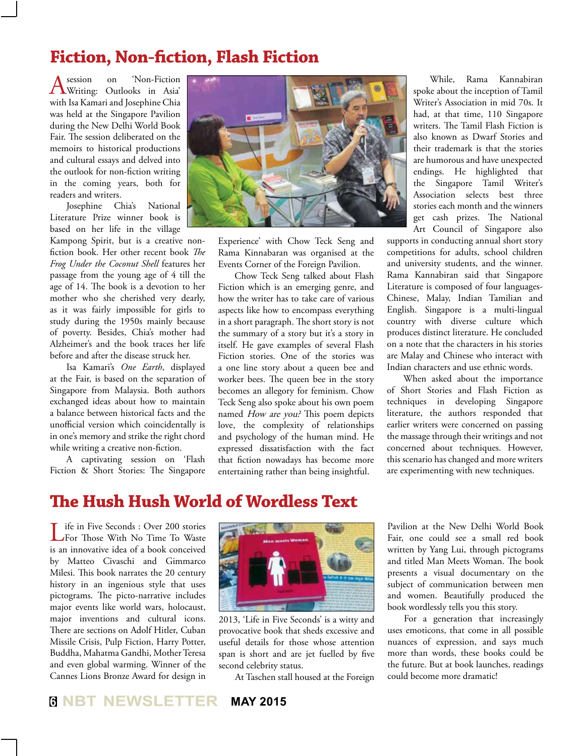# Fiction, Non-fiction, Flash Fiction

A session on 'Non-Fiction Writing: Outlooks in Asia' with Isa Kamari and Josephine Chia was held at the Singapore Pavilion during the New Delhi World Book Fair. The session deliberated on the memoirs to historical productions and cultural essays and delved into the outlook for non-fiction writing in the coming years, both for readers and writers.

Josephine Chia's National Literature Prize winner book is based on her life in the village Kampong Spirit, but is a creative non-fiction book. Her other recent book *The Frog Under the Coconut Shell* features her passage from the young age of 4 till the age of 14. The book is a devotion to her mother who she cherished very dearly, as it was fairly impossible for girls to study during the 1950s mainly because of poverty. Besides, Chia's mother had Alzheimer's and the book traces her life before and after the disease struck her.

Isa Kamari's *One Earth*, displayed at the Fair, is based on the separation of Singapore from Malaysia. Both authors exchanged ideas about how to maintain a balance between historical facts and the unofficial version which coincidentally is in one's memory and strike the right chord while writing a creative non-fiction.

A captivating session on 'Flash Fiction & Short Stories: The Singapore Experience' with Chow Teck Seng and Rama Kinnabaran was organised at the Events Corner of the Foreign Pavilion.

Chow Teck Seng talked about Flash Fiction which is an emerging genre, and how the writer has to take care of various aspects like how to encompass everything in a short paragraph. The short story is not the summary of a story but it's a story in itself. He gave examples of several Flash Fiction stories. One of the stories was a one line story about a queen bee and worker bees. The queen bee in the story becomes an allegory for feminism. Chow Teck Seng also spoke about his own poem named *How are you?* This poem depicts love, the complexity of relationships and psychology of the human mind. He expressed dissatisfaction with the fact that fiction nowadays has become more entertaining rather than being insightful.

While, Rama Kannabiran spoke about the inception of Tamil Writer's Association in mid 70s. It had, at that time, 110 Singapore writers. The Tamil Flash Fiction is also known as Dwarf Stories and their trademark is that the stories are humorous and have unexpected endings. He highlighted that the Singapore Tamil Writer's Association selects best three stories each month and the winners get cash prizes. The National Art Council of Singapore also supports in conducting annual short story competitions for adults, school children and university students, and the winner. Rama Kannabiran said that Singapore Literature is composed of four languages-Chinese, Malay, Indian Tamilian and English. Singapore is a multi-lingual country with diverse culture which produces distinct literature. He concluded on a note that the characters in his stories are Malay and Chinese who interact with Indian characters and use ethnic words.

When asked about the importance of Short Stories and Flash Fiction as techniques in developing Singapore literature, the authors responded that earlier writers were concerned on passing the massage through their writings and not concerned about techniques. However, this scenario has changed and more writers are experimenting with new techniques.

# The Hush Hush World of Wordless Text

Life in Five Seconds : Over 200 stories For Those With No Time To Waste is an innovative idea of a book conceived by Matteo Civaschi and Gimmarco Milesi. This book narrates the 20 century history in an ingenious style that uses pictograms. The picto-narrative includes major events like world wars, holocaust, major inventions and cultural icons. There are sections on Adolf Hitler, Cuban Missile Crisis, Pulp Fiction, Harry Potter, Buddha, Mahatma Gandhi, Mother Teresa and even global warming. Winner of the Cannes Lions Bronze Award for design in 2013, 'Life in Five Seconds' is a witty and provocative book that sheds excessive and useful details for those whose attention span is short and are jet fuelled by five second celebrity status.

At Taschen stall housed at the Foreign Pavilion at the New Delhi World Book Fair, one could see a small red book written by Yang Lui, through pictograms and titled Man Meets Woman. The book presents a visual documentary on the subject of communication between men and women. Beautifully produced the book wordlessly tells you this story.

For a generation that increasingly uses emoticons, that come in all possible nuances of expression, and says much more than words, these books could be the future. But at book launches, readings could become more dramatic!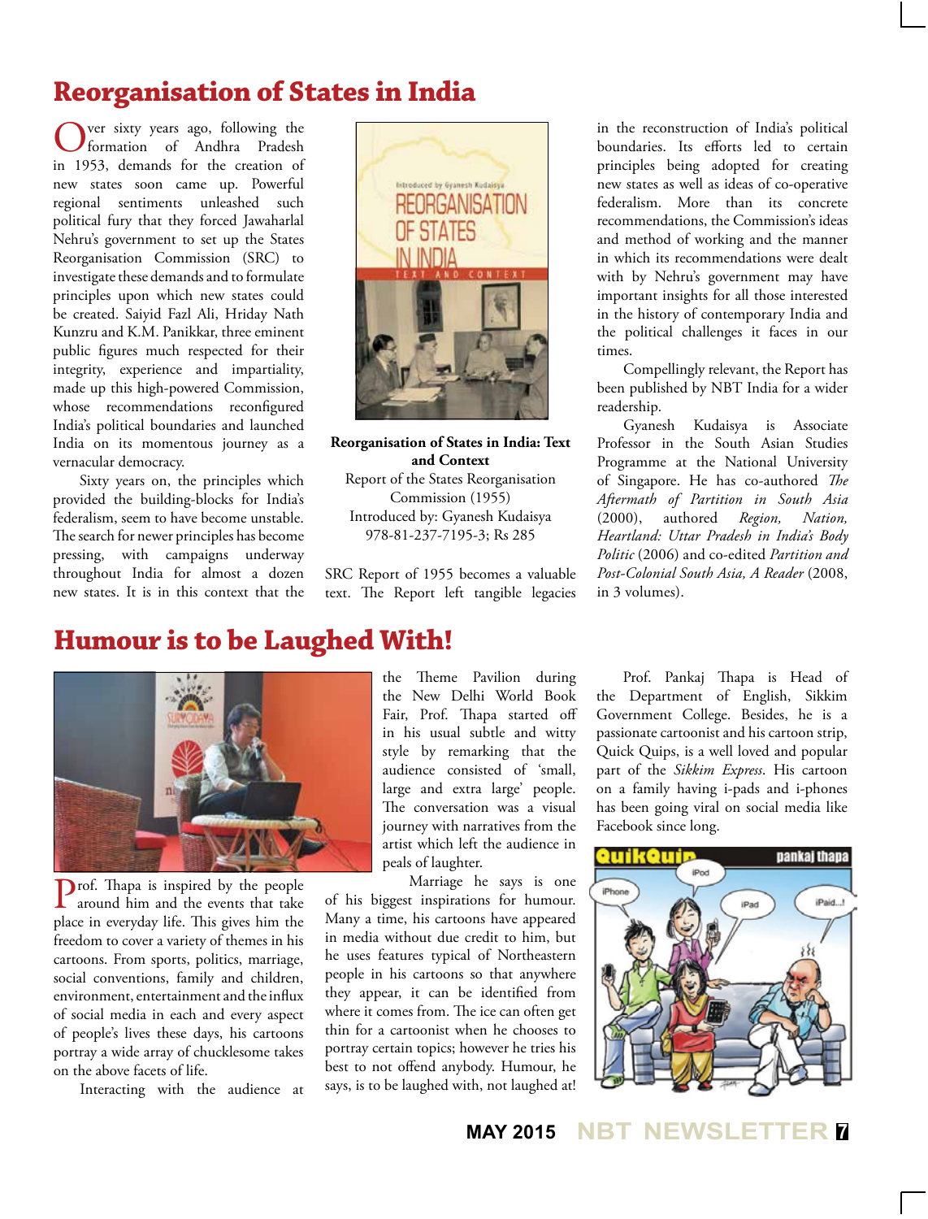# Reorganisation of States in India

Over sixty years ago, following the formation of Andhra Pradesh in 1953, demands for the creation of new states soon came up. Powerful regional sentiments unleashed such political fury that they forced Jawaharlal Nehru's government to set up the States Reorganisation Commission (SRC) to investigate these demands and to formulate principles upon which new states could be created. Saiyid Fazl Ali, Hriday Nath Kunzru and K.M. Panikkar, three eminent public figures much respected for their integrity, experience and impartiality, made up this high-powered Commission, whose recommendations reconfigured India's political boundaries and launched India on its momentous journey as a vernacular democracy.

Sixty years on, the principles which provided the building-blocks for India's federalism, seem to have become unstable. The search for newer principles has become pressing, with campaigns underway throughout India for almost a dozen new states. It is in this context that the SRC Report of 1955 becomes a valuable text. The Report left tangible legacies in the reconstruction of India's political boundaries. Its efforts led to certain principles being adopted for creating new states as well as ideas of co-operative federalism. More than its concrete recommendations, the Commission's ideas and method of working and the manner in which its recommendations were dealt with by Nehru's government may have important insights for all those interested in the history of contemporary India and the political challenges it faces in our times.

Compellingly relevant, the Report has been published by NBT India for a wider readership.

Gyanesh Kudaisya is Associate Professor in the South Asian Studies Programme at the National University of Singapore. He has co-authored *The Aftermath of Partition in South Asia* (2000), authored *Region, Nation, Heartland: Uttar Pradesh in India's Body Politic* (2006) and co-edited *Partition and Post-Colonial South Asia, A Reader* (2008, in 3 volumes).

**Reorganisation of States in India: Text and Context**
Report of the States Reorganisation Commission (1955)
Introduced by: Gyanesh Kudaisya
978-81-237-7195-3; Rs 285

# Humour is to be Laughed With!

Prof. Thapa is inspired by the people around him and the events that take place in everyday life. This gives him the freedom to cover a variety of themes in his cartoons. From sports, politics, marriage, social conventions, family and children, environment, entertainment and the influx of social media in each and every aspect of people's lives these days, his cartoons portray a wide array of chucklesome takes on the above facets of life.

Interacting with the audience at the Theme Pavilion during the New Delhi World Book Fair, Prof. Thapa started off in his usual subtle and witty style by remarking that the audience consisted of 'small, large and extra large' people. The conversation was a visual journey with narratives from the artist which left the audience in peals of laughter.

Marriage he says is one of his biggest inspirations for humour. Many a time, his cartoons have appeared in media without due credit to him, but he uses features typical of Northeastern people in his cartoons so that anywhere they appear, it can be identified from where it comes from. The ice can often get thin for a cartoonist when he chooses to portray certain topics; however he tries his best to not offend anybody. Humour, he says, is to be laughed with, not laughed at!

Prof. Pankaj Thapa is Head of the Department of English, Sikkim Government College. Besides, he is a passionate cartoonist and his cartoon strip, Quick Quips, is a well loved and popular part of the *Sikkim Express*. His cartoon on a family having i-pads and i-phones has been going viral on social media like Facebook since long.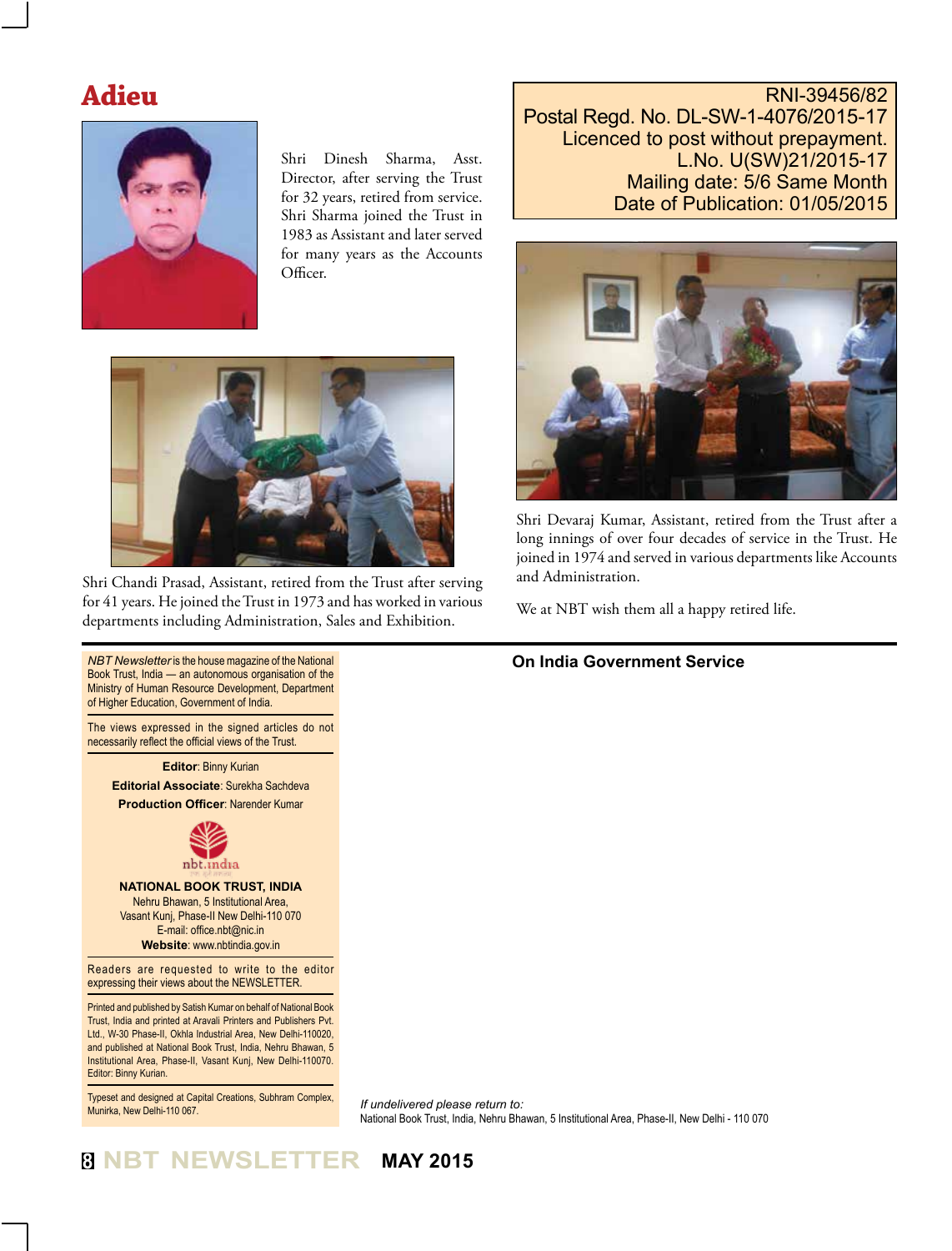# Adieu

Shri Dinesh Sharma, Asst. Director, after serving the Trust for 32 years, retired from service. Shri Sharma joined the Trust in 1983 as Assistant and later served for many years as the Accounts Officer.

Shri Chandi Prasad, Assistant, retired from the Trust after serving for 41 years. He joined the Trust in 1973 and has worked in various departments including Administration, Sales and Exhibition.

RNI-39456/82
Postal Regd. No. DL-SW-1-4076/2015-17
Licenced to post without prepayment.
L.No. U(SW)21/2015-17
Mailing date: 5/6 Same Month
Date of Publication: 01/05/2015

Shri Devaraj Kumar, Assistant, retired from the Trust after a long innings of over four decades of service in the Trust. He joined in 1974 and served in various departments like Accounts and Administration.

We at NBT wish them all a happy retired life.

---

*NBT Newsletter* is the house magazine of the National Book Trust, India — an autonomous organisation of the Ministry of Human Resource Development, Department of Higher Education, Government of India.

The views expressed in the signed articles do not necessarily reflect the official views of the Trust.

**Editor**: Binny Kurian

**Editorial Associate**: Surekha Sachdeva

**Production Officer**: Narender Kumar

**NATIONAL BOOK TRUST, INDIA**
Nehru Bhawan, 5 Institutional Area,
Vasant Kunj, Phase-II New Delhi-110 070
E-mail: office.nbt@nic.in
**Website**: www.nbtindia.gov.in

Readers are requested to write to the editor expressing their views about the NEWSLETTER.

Printed and published by Satish Kumar on behalf of National Book Trust, India and printed at Aravali Printers and Publishers Pvt. Ltd., W-30 Phase-II, Okhla Industrial Area, New Delhi-110020, and published at National Book Trust, India, Nehru Bhawan, 5 Institutional Area, Phase-II, Vasant Kunj, New Delhi-110070. Editor: Binny Kurian.

Typeset and designed at Capital Creations, Subhram Complex, Munirka, New Delhi-110 067.

**On India Government Service**

*If undelivered please return to:*
National Book Trust, India, Nehru Bhawan, 5 Institutional Area, Phase-II, New Delhi - 110 070